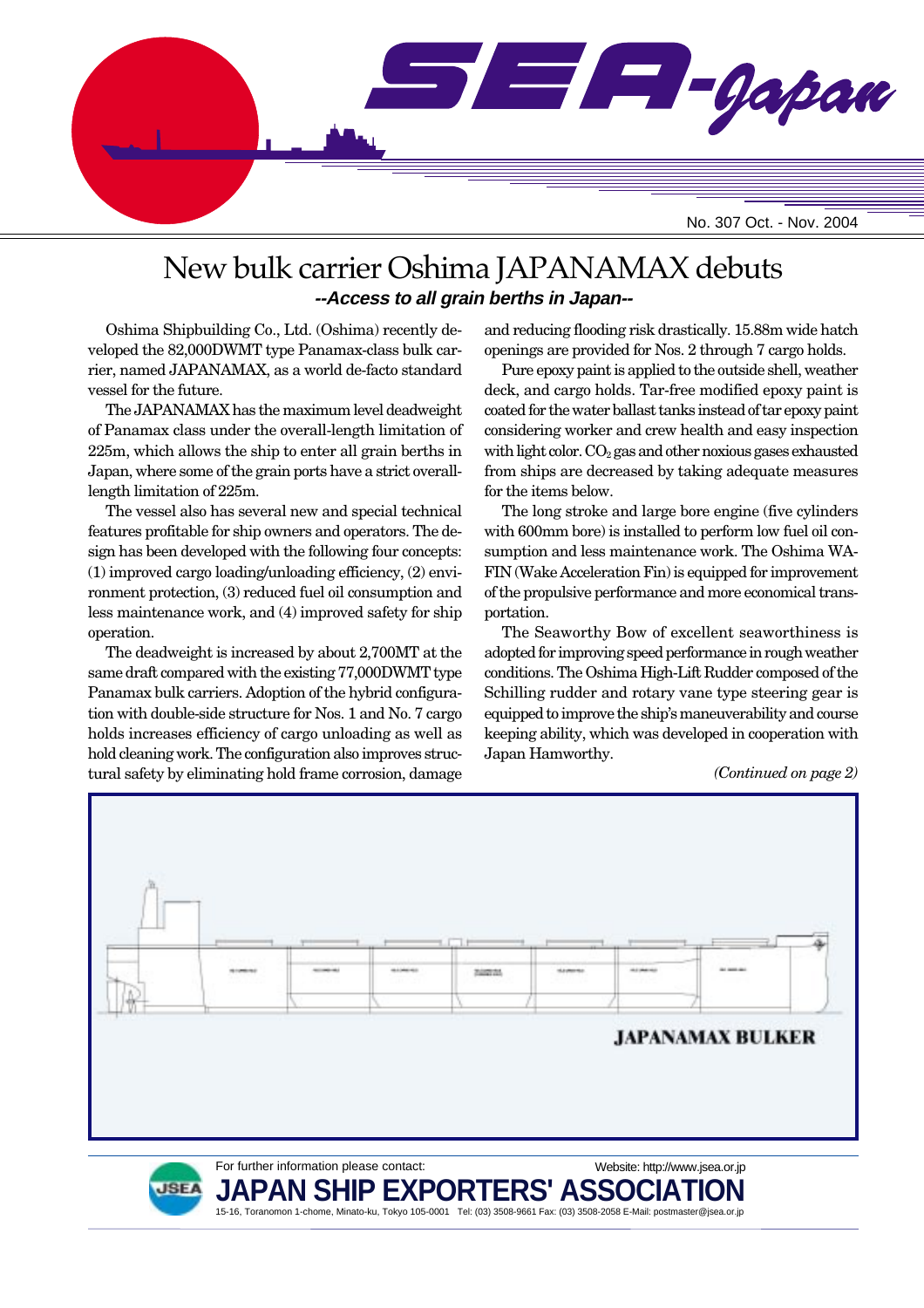# SEA-Japan

No. 307 Oct. - Nov. 2004

## New bulk carrier Oshima JAPANAMAX debuts

***--Access to all grain berths in Japan--***

Oshima Shipbuilding Co., Ltd. (Oshima) recently developed the 82,000DWMT type Panamax-class bulk carrier, named JAPANAMAX, as a world de-facto standard vessel for the future.

The JAPANAMAX has the maximum level deadweight of Panamax class under the overall-length limitation of 225m, which allows the ship to enter all grain berths in Japan, where some of the grain ports have a strict overall-length limitation of 225m.

The vessel also has several new and special technical features profitable for ship owners and operators. The design has been developed with the following four concepts: (1) improved cargo loading/unloading efficiency, (2) environment protection, (3) reduced fuel oil consumption and less maintenance work, and (4) improved safety for ship operation.

The deadweight is increased by about 2,700MT at the same draft compared with the existing 77,000DWMT type Panamax bulk carriers. Adoption of the hybrid configuration with double-side structure for Nos. 1 and No. 7 cargo holds increases efficiency of cargo unloading as well as hold cleaning work. The configuration also improves structural safety by eliminating hold frame corrosion, damage and reducing flooding risk drastically. 15.88m wide hatch openings are provided for Nos. 2 through 7 cargo holds.

Pure epoxy paint is applied to the outside shell, weather deck, and cargo holds. Tar-free modified epoxy paint is coated for the water ballast tanks instead of tar epoxy paint considering worker and crew health and easy inspection with light color. $CO_2$ gas and other noxious gases exhausted from ships are decreased by taking adequate measures for the items below.

The long stroke and large bore engine (five cylinders with 600mm bore) is installed to perform low fuel oil consumption and less maintenance work. The Oshima WAFIN (Wake Acceleration Fin) is equipped for improvement of the propulsive performance and more economical transportation.

The Seaworthy Bow of excellent seaworthiness is adopted for improving speed performance in rough weather conditions. The Oshima High-Lift Rudder composed of the Schilling rudder and rotary vane type steering gear is equipped to improve the ship's maneuverability and course keeping ability, which was developed in cooperation with Japan Hamworthy.

*(Continued on page 2)*

**JAPANAMAX BULKER**

For further information please contact: Website: http://www.jsea.or.jp

**JAPAN SHIP EXPORTERS' ASSOCIATION**

15-16, Toranomon 1-chome, Minato-ku, Tokyo 105-0001 Tel: (03) 3508-9661 Fax: (03) 3508-2058 E-Mail: postmaster@jsea.or.jp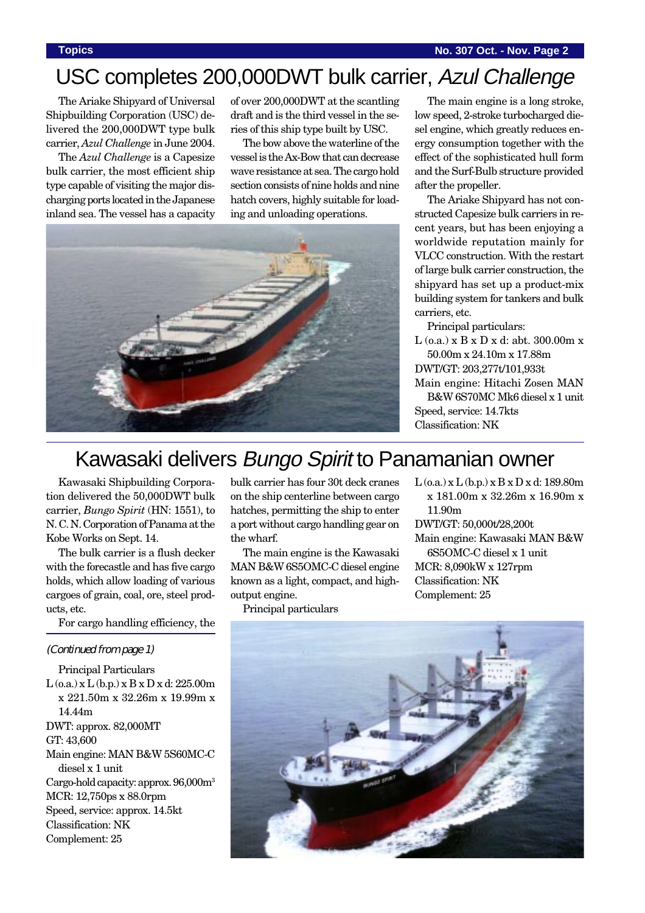# USC completes 200,000DWT bulk carrier, *Azul Challenge*

The Ariake Shipyard of Universal Shipbuilding Corporation (USC) delivered the 200,000DWT type bulk carrier, *Azul Challenge* in June 2004.

The *Azul Challenge* is a Capesize bulk carrier, the most efficient ship type capable of visiting the major discharging ports located in the Japanese inland sea. The vessel has a capacity of over 200,000DWT at the scantling draft and is the third vessel in the series of this ship type built by USC.

The bow above the waterline of the vessel is the Ax-Bow that can decrease wave resistance at sea. The cargo hold section consists of nine holds and nine hatch covers, highly suitable for loading and unloading operations.

The main engine is a long stroke, low speed, 2-stroke turbocharged diesel engine, which greatly reduces energy consumption together with the effect of the sophisticated hull form and the Surf-Bulb structure provided after the propeller.

The Ariake Shipyard has not constructed Capesize bulk carriers in recent years, but has been enjoying a worldwide reputation mainly for VLCC construction. With the restart of large bulk carrier construction, the shipyard has set up a product-mix building system for tankers and bulk carriers, etc.

Principal particulars:

L (o.a.) x B x D x d: abt. 300.00m x 50.00m x 24.10m x 17.88m
DWT/GT: 203,277t/101,933t
Main engine: Hitachi Zosen MAN B&W 6S70MC Mk6 diesel x 1 unit
Speed, service: 14.7kts
Classification: NK

# Kawasaki delivers *Bungo Spirit* to Panamanian owner

Kawasaki Shipbuilding Corporation delivered the 50,000DWT bulk carrier, *Bungo Spirit* (HN: 1551), to N. C. N. Corporation of Panama at the Kobe Works on Sept. 14.

The bulk carrier is a flush decker with the forecastle and has five cargo holds, which allow loading of various cargoes of grain, coal, ore, steel products, etc.

For cargo handling efficiency, the bulk carrier has four 30t deck cranes on the ship centerline between cargo hatches, permitting the ship to enter a port without cargo handling gear on the wharf.

The main engine is the Kawasaki MAN B&W 6S5OMC-C diesel engine known as a light, compact, and high-output engine.

Principal particulars

L (o.a.) x L (b.p.) x B x D x d: 189.80m x 181.00m x 32.26m x 16.90m x 11.90m
DWT/GT: 50,000t/28,200t
Main engine: Kawasaki MAN B&W 6S5OMC-C diesel x 1 unit
MCR: 8,090kW x 127rpm
Classification: NK
Complement: 25

*(Continued from page 1)*

Principal Particulars

L (o.a.) x L (b.p.) x B x D x d: 225.00m x 221.50m x 32.26m x 19.99m x 14.44m
DWT: approx. 82,000MT
GT: 43,600
Main engine: MAN B&W 5S60MC-C diesel x 1 unit
Cargo-hold capacity: approx. 96,000m$^3$
MCR: 12,750ps x 88.0rpm
Speed, service: approx. 14.5kt
Classification: NK
Complement: 25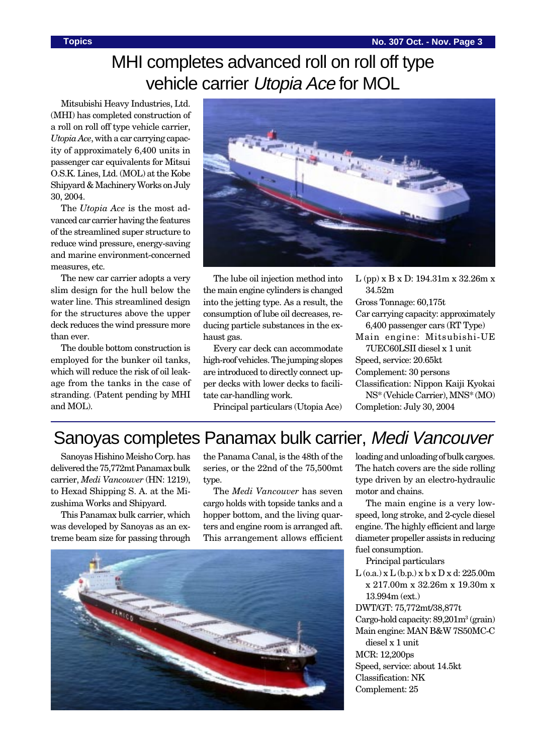# MHI completes advanced roll on roll off type vehicle carrier *Utopia Ace* for MOL

Mitsubishi Heavy Industries, Ltd. (MHI) has completed construction of a roll on roll off type vehicle carrier, *Utopia Ace*, with a car carrying capacity of approximately 6,400 units in passenger car equivalents for Mitsui O.S.K. Lines, Ltd. (MOL) at the Kobe Shipyard & Machinery Works on July 30, 2004.

The *Utopia Ace* is the most advanced car carrier having the features of the streamlined super structure to reduce wind pressure, energy-saving and marine environment-concerned measures, etc.

The new car carrier adopts a very slim design for the hull below the water line. This streamlined design for the structures above the upper deck reduces the wind pressure more than ever.

The double bottom construction is employed for the bunker oil tanks, which will reduce the risk of oil leakage from the tanks in the case of stranding. (Patent pending by MHI and MOL).

The lube oil injection method into the main engine cylinders is changed into the jetting type. As a result, the consumption of lube oil decreases, reducing particle substances in the exhaust gas.

Every car deck can accommodate high-roof vehicles. The jumping slopes are introduced to directly connect upper decks with lower decks to facilitate car-handling work.

Principal particulars (Utopia Ace)

L (pp) x B x D: 194.31m x 32.26m x 34.52m
Gross Tonnage: 60,175t
Car carrying capacity: approximately 6,400 passenger cars (RT Type)
Main engine: Mitsubishi-UE 7UEC60LSII diesel x 1 unit
Speed, service: 20.65kt
Complement: 30 persons
Classification: Nippon Kaiji Kyokai NS* (Vehicle Carrier), MNS* (MO)
Completion: July 30, 2004

# Sanoyas completes Panamax bulk carrier, *Medi Vancouver*

Sanoyas Hishino Meisho Corp. has delivered the 75,772mt Panamax bulk carrier, *Medi Vancouver* (HN: 1219), to Hexad Shipping S. A. at the Mizushima Works and Shipyard.

This Panamax bulk carrier, which was developed by Sanoyas as an extreme beam size for passing through the Panama Canal, is the 48th of the series, or the 22nd of the 75,500mt type.

The *Medi Vancouver* has seven cargo holds with topside tanks and a hopper bottom, and the living quarters and engine room is arranged aft. This arrangement allows efficient loading and unloading of bulk cargoes. The hatch covers are the side rolling type driven by an electro-hydraulic motor and chains.

The main engine is a very low-speed, long stroke, and 2-cycle diesel engine. The highly efficient and large diameter propeller assists in reducing fuel consumption.

Principal particulars

L (o.a.) x L (b.p.) x b x D x d: 225.00m x 217.00m x 32.26m x 19.30m x 13.994m (ext.)
DWT/GT: 75,772mt/38,877t
Cargo-hold capacity: 89,201m$^3$ (grain)
Main engine: MAN B&W 7S50MC-C diesel x 1 unit
MCR: 12,200ps
Speed, service: about 14.5kt
Classification: NK
Complement: 25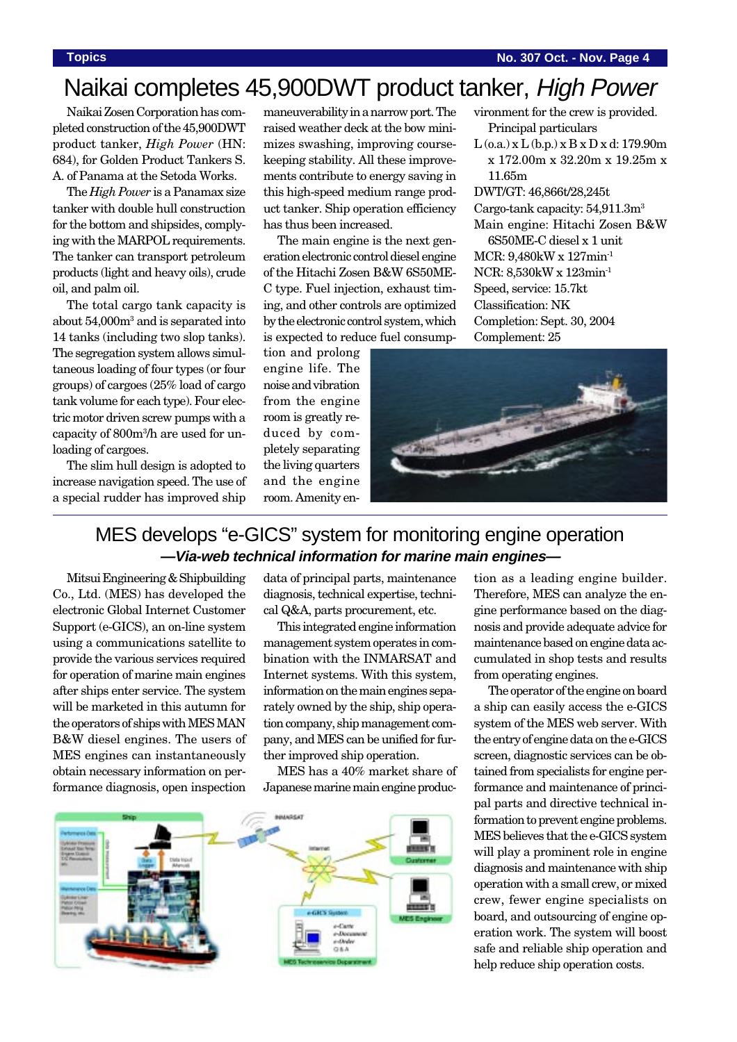# Naikai completes 45,900DWT product tanker, *High Power*

Naikai Zosen Corporation has completed construction of the 45,900DWT product tanker, *High Power* (HN: 684), for Golden Product Tankers S. A. of Panama at the Setoda Works.

The *High Power* is a Panamax size tanker with double hull construction for the bottom and shipsides, complying with the MARPOL requirements. The tanker can transport petroleum products (light and heavy oils), crude oil, and palm oil.

The total cargo tank capacity is about 54,000m$^3$ and is separated into 14 tanks (including two slop tanks). The segregation system allows simultaneous loading of four types (or four groups) of cargoes (25% load of cargo tank volume for each type). Four electric motor driven screw pumps with a capacity of 800m$^3$/h are used for unloading of cargoes.

The slim hull design is adopted to increase navigation speed. The use of a special rudder has improved ship maneuverability in a narrow port. The raised weather deck at the bow minimizes swashing, improving course-keeping stability. All these improvements contribute to energy saving in this high-speed medium range product tanker. Ship operation efficiency has thus been increased.

The main engine is the next generation electronic control diesel engine of the Hitachi Zosen B&W 6S50ME-C type. Fuel injection, exhaust timing, and other controls are optimized by the electronic control system, which is expected to reduce fuel consumption and prolong engine life. The noise and vibration from the engine room is greatly reduced by completely separating the living quarters and the engine room. Amenity environment for the crew is provided.

Principal particulars

L (o.a.) x L (b.p.) x B x D x d: 179.90m x 172.00m x 32.20m x 19.25m x 11.65m
DWT/GT: 46,866t/28,245t
Cargo-tank capacity: 54,911.3m$^3$
Main engine: Hitachi Zosen B&W 6S50ME-C diesel x 1 unit
MCR: 9,480kW x 127min$^{-1}$
NCR: 8,530kW x 123min$^{-1}$
Speed, service: 15.7kt
Classification: NK
Completion: Sept. 30, 2004
Complement: 25

# MES develops "e-GICS" system for monitoring engine operation

***—Via-web technical information for marine main engines—***

Mitsui Engineering & Shipbuilding Co., Ltd. (MES) has developed the electronic Global Internet Customer Support (e-GICS), an on-line system using a communications satellite to provide the various services required for operation of marine main engines after ships enter service. The system will be marketed in this autumn for the operators of ships with MES MAN B&W diesel engines. The users of MES engines can instantaneously obtain necessary information on performance diagnosis, open inspection data of principal parts, maintenance diagnosis, technical expertise, technical Q&A, parts procurement, etc.

This integrated engine information management system operates in combination with the INMARSAT and Internet systems. With this system, information on the main engines separately owned by the ship, ship operation company, ship management company, and MES can be unified for further improved ship operation.

MES has a 40% market share of Japanese marine main engine production as a leading engine builder. Therefore, MES can analyze the engine performance based on the diagnosis and provide adequate advice for maintenance based on engine data accumulated in shop tests and results from operating engines.

The operator of the engine on board a ship can easily access the e-GICS system of the MES web server. With the entry of engine data on the e-GICS screen, diagnostic services can be obtained from specialists for engine performance and maintenance of principal parts and directive technical information to prevent engine problems. MES believes that the e-GICS system will play a prominent role in engine diagnosis and maintenance with ship operation with a small crew, or mixed crew, fewer engine specialists on board, and outsourcing of engine operation work. The system will boost safe and reliable ship operation and help reduce ship operation costs.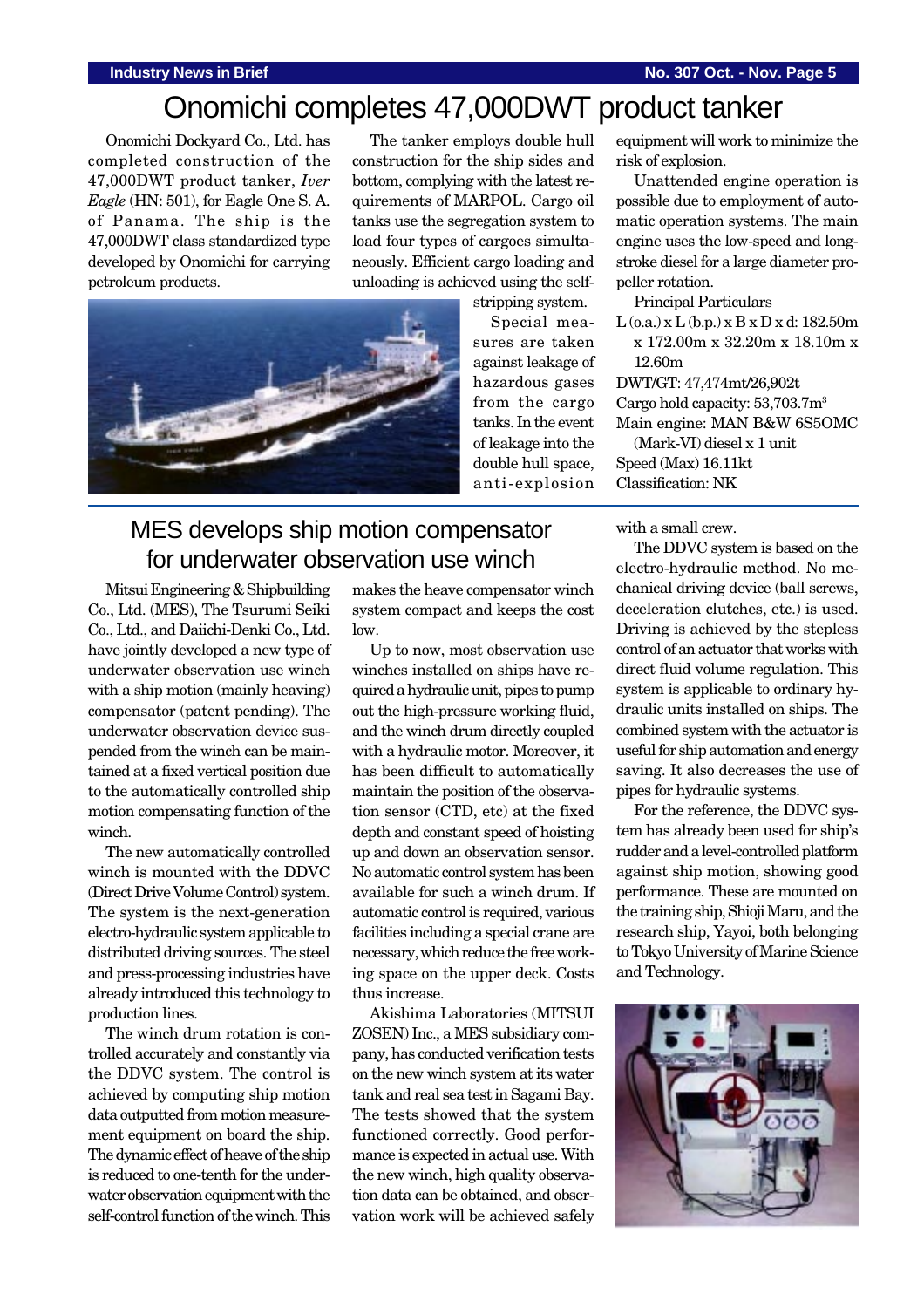# Onomichi completes 47,000DWT product tanker

Onomichi Dockyard Co., Ltd. has completed construction of the 47,000DWT product tanker, *Iver Eagle* (HN: 501), for Eagle One S. A. of Panama. The ship is the 47,000DWT class standardized type developed by Onomichi for carrying petroleum products.

The tanker employs double hull construction for the ship sides and bottom, complying with the latest requirements of MARPOL. Cargo oil tanks use the segregation system to load four types of cargoes simultaneously. Efficient cargo loading and unloading is achieved using the self-stripping system.

Special measures are taken against leakage of hazardous gases from the cargo tanks. In the event of leakage into the double hull space, anti-explosion equipment will work to minimize the risk of explosion.

Unattended engine operation is possible due to employment of automatic operation systems. The main engine uses the low-speed and long-stroke diesel for a large diameter propeller rotation.

Principal Particulars

L (o.a.) x L (b.p.) x B x D x d: 182.50m x 172.00m x 32.20m x 18.10m x 12.60m

DWT/GT: 47,474mt/26,902t

Cargo hold capacity: 53,703.7m$^3$

Main engine: MAN B&W 6S50MC (Mark-VI) diesel x 1 unit

Speed (Max) 16.11kt

Classification: NK

# MES develops ship motion compensator for underwater observation use winch

Mitsui Engineering & Shipbuilding Co., Ltd. (MES), The Tsurumi Seiki Co., Ltd., and Daiichi-Denki Co., Ltd. have jointly developed a new type of underwater observation use winch with a ship motion (mainly heaving) compensator (patent pending). The underwater observation device suspended from the winch can be maintained at a fixed vertical position due to the automatically controlled ship motion compensating function of the winch.

The new automatically controlled winch is mounted with the DDVC (Direct Drive Volume Control) system. The system is the next-generation electro-hydraulic system applicable to distributed driving sources. The steel and press-processing industries have already introduced this technology to production lines.

The winch drum rotation is controlled accurately and constantly via the DDVC system. The control is achieved by computing ship motion data outputted from motion measurement equipment on board the ship. The dynamic effect of heave of the ship is reduced to one-tenth for the underwater observation equipment with the self-control function of the winch. This makes the heave compensator winch system compact and keeps the cost low.

Up to now, most observation use winches installed on ships have required a hydraulic unit, pipes to pump out the high-pressure working fluid, and the winch drum directly coupled with a hydraulic motor. Moreover, it has been difficult to automatically maintain the position of the observation sensor (CTD, etc) at the fixed depth and constant speed of hoisting up and down an observation sensor. No automatic control system has been available for such a winch drum. If automatic control is required, various facilities including a special crane are necessary, which reduce the free working space on the upper deck. Costs thus increase.

Akishima Laboratories (MITSUI ZOSEN) Inc., a MES subsidiary company, has conducted verification tests on the new winch system at its water tank and real sea test in Sagami Bay. The tests showed that the system functioned correctly. Good performance is expected in actual use. With the new winch, high quality observation data can be obtained, and observation work will be achieved safely with a small crew.

The DDVC system is based on the electro-hydraulic method. No mechanical driving device (ball screws, deceleration clutches, etc.) is used. Driving is achieved by the stepless control of an actuator that works with direct fluid volume regulation. This system is applicable to ordinary hydraulic units installed on ships. The combined system with the actuator is useful for ship automation and energy saving. It also decreases the use of pipes for hydraulic systems.

For the reference, the DDVC system has already been used for ship's rudder and a level-controlled platform against ship motion, showing good performance. These are mounted on the training ship, Shioji Maru, and the research ship, Yayoi, both belonging to Tokyo University of Marine Science and Technology.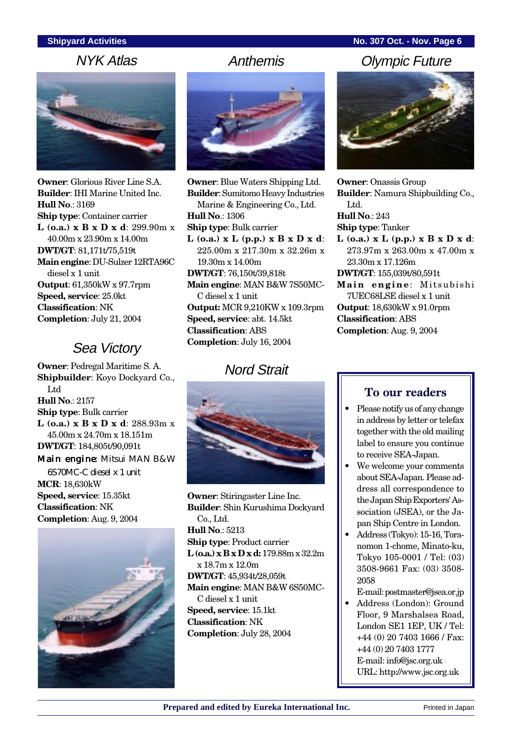## NYK Atlas

**Owner**: Glorious River Line S.A.
**Builder**: IHI Marine United Inc.
**Hull No.**: 3169
**Ship type**: Container carrier
**L (o.a.) x B x D x d**: 299.90m x 40.00m x 23.90m x 14.00m
**DWT/GT**: 81,171t/75,519t
**Main engine**: DU-Sulzer 12RTA96C diesel x 1 unit
**Output**: 61,350kW x 97.7rpm
**Speed, service**: 25.0kt
**Classification**: NK
**Completion**: July 21, 2004

## Sea Victory

**Owner**: Pedregal Maritime S. A.
**Shipbuilder**: Koyo Dockyard Co., Ltd
**Hull No.**: 2157
**Ship type**: Bulk carrier
**L (o.a.) x B x D x d**: 288.93m x 45.00m x 24.70m x 18.151m
**DWT/GT**: 184,805t/90,091t
**Main engine**: Mitsui MAN B&W 6S70MC-C diesel x 1 unit
**MCR**: 18,630kW
**Speed, service**: 15.35kt
**Classification**: NK
**Completion**: Aug. 9, 2004

## Anthemis

**Owner**: Blue Waters Shipping Ltd.
**Builder**: Sumitomo Heavy Industries Marine & Engineering Co., Ltd.
**Hull No.**: 1306
**Ship type**: Bulk carrier
**L (o.a.) x L (p.p.) x B x D x d**: 225.00m x 217.30m x 32.26m x 19.30m x 14.00m
**DWT/GT**: 76,150t/39,818t
**Main engine**: MAN B&W 7S50MC-C diesel x 1 unit
**Output:** MCR 9,210KW x 109.3rpm
**Speed, service**: abt. 14.5kt
**Classification**: ABS
**Completion**: July 16, 2004

## Nord Strait

**Owner**: Stiringaster Line Inc.
**Builder**: Shin Kurushima Dockyard Co., Ltd.
**Hull No.**: 5213
**Ship type**: Product carrier
**L (o.a.) x B x D x d:** 179.88m x 32.2m x 18.7m x 12.0m
**DWT/GT**: 45,934t/28,059t
**Main engine**: MAN B&W 6S50MC-C diesel x 1 unit
**Speed, service**: 15.1kt
**Classification**: NK
**Completion**: July 28, 2004

## Olympic Future

**Owner**: Onassis Group
**Builder**: Namura Shipbuilding Co., Ltd.
**Hull No.**: 243
**Ship type**: Tanker
**L (o.a.) x L (p.p.) x B x D x d**: 273.97m x 263.00m x 47.00m x 23.30m x 17.126m
**DWT/GT**: 155,039t/80,591t
**Main engine**: Mitsubishi 7UEC68LSE diesel x 1 unit
**Output**: 18,630kW x 91.0rpm
**Classification**: ABS
**Completion**: Aug. 9, 2004

### To our readers

- Please notify us of any change in address by letter or telefax together with the old mailing label to ensure you continue to receive SEA-Japan.
- We welcome your comments about SEA-Japan. Please address all correspondence to the Japan Ship Exporters' Association (JSEA), or the Japan Ship Centre in London.
- Address (Tokyo): 15-16, Toranomon 1-chome, Minato-ku, Tokyo 105-0001 / Tel: (03) 3508-9661 Fax: (03) 3508-2058
  E-mail: postmaster@jsea.or.jp
- Address (London): Ground Floor, 9 Marshalsea Road, London SE1 1EP, UK / Tel: +44 (0) 20 7403 1666 / Fax: +44 (0) 20 7403 1777
  E-mail: info@jsc.org.uk
  URL: http://www.jsc.org.uk

**Prepared and edited by Eureka International Inc.** Printed in Japan